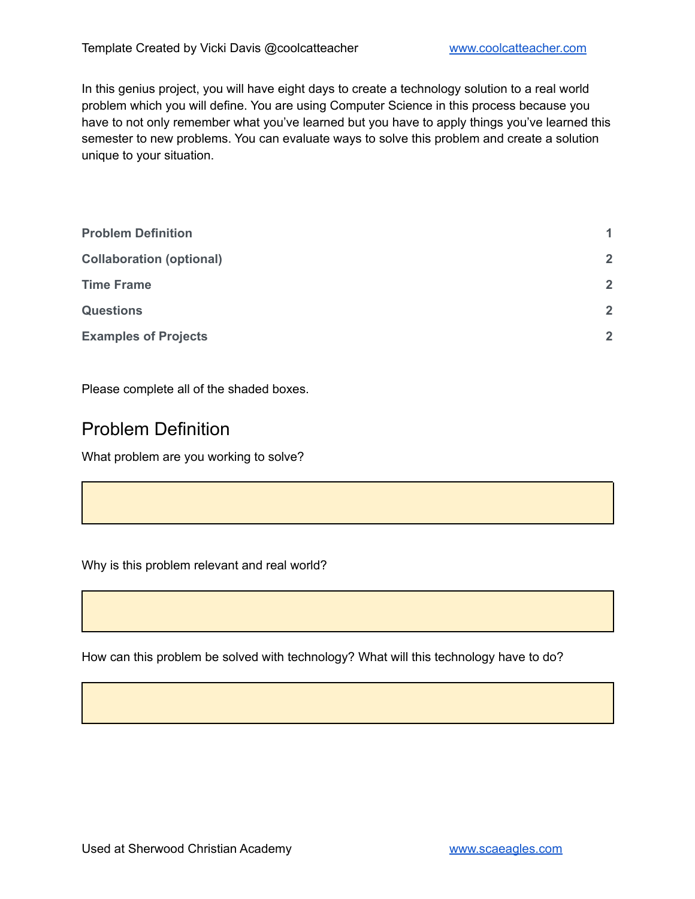In this genius project, you will have eight days to create a technology solution to a real world problem which you will define. You are using Computer Science in this process because you have to not only remember what you've learned but you have to apply things you've learned this semester to new problems. You can evaluate ways to solve this problem and create a solution unique to your situation.

| | |
|---|---|
| **Problem Definition** | **1** |
| **Collaboration (optional)** | **2** |
| **Time Frame** | **2** |
| **Questions** | **2** |
| **Examples of Projects** | **2** |

Please complete all of the shaded boxes.

## Problem Definition

What problem are you working to solve?

| |
|---|
| |

Why is this problem relevant and real world?

| |
|---|
| |

How can this problem be solved with technology? What will this technology have to do?

| |
|---|
| |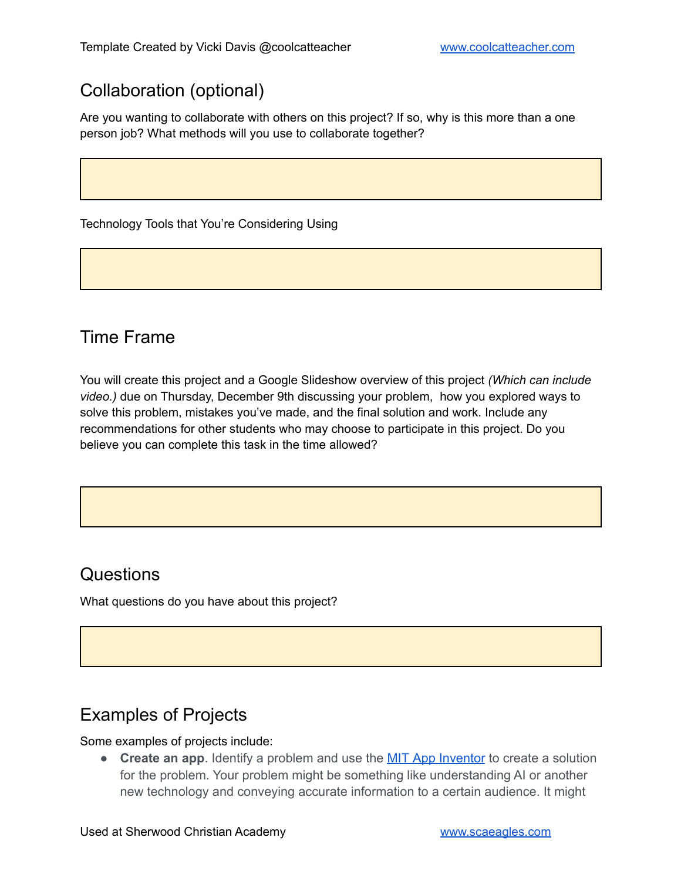## Collaboration (optional)

Are you wanting to collaborate with others on this project? If so, why is this more than a one person job? What methods will you use to collaborate together?

Technology Tools that You're Considering Using

## Time Frame

You will create this project and a Google Slideshow overview of this project *(Which can include video.)* due on Thursday, December 9th discussing your problem, how you explored ways to solve this problem, mistakes you've made, and the final solution and work. Include any recommendations for other students who may choose to participate in this project. Do you believe you can complete this task in the time allowed?

## Questions

What questions do you have about this project?

## Examples of Projects

Some examples of projects include:

- **Create an app**. Identify a problem and use the MIT App Inventor to create a solution for the problem. Your problem might be something like understanding AI or another new technology and conveying accurate information to a certain audience. It might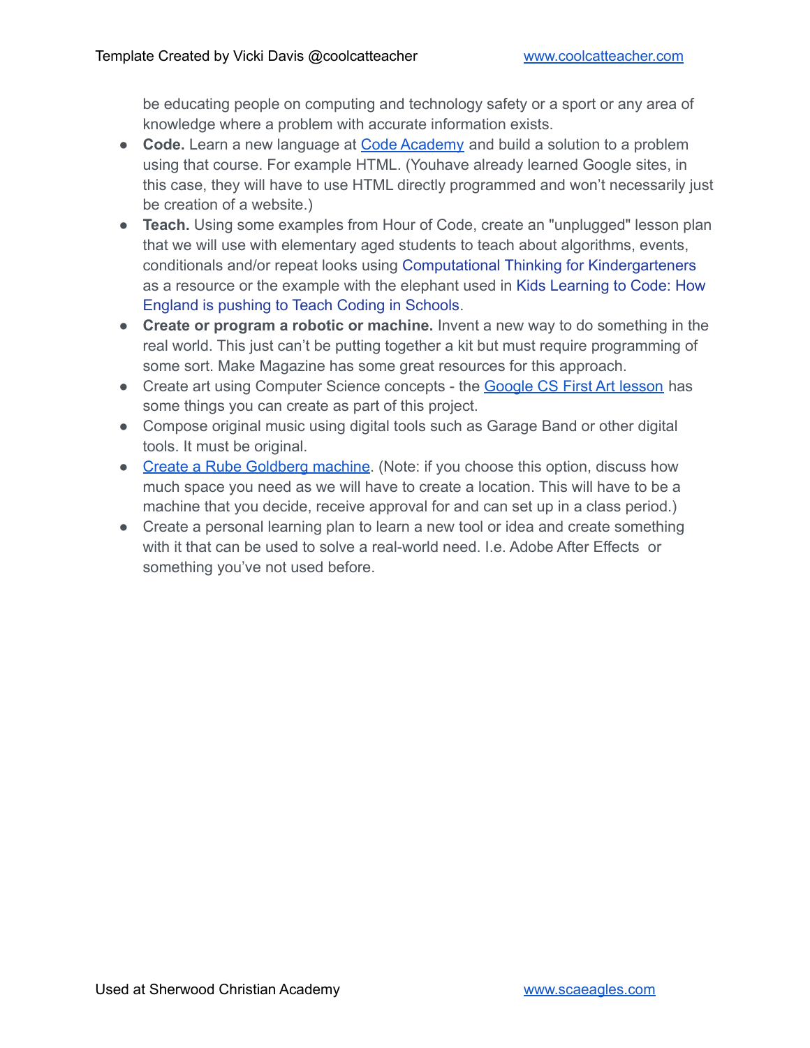be educating people on computing and technology safety or a sport or any area of knowledge where a problem with accurate information exists.

- **Code.** Learn a new language at Code Academy and build a solution to a problem using that course. For example HTML. (Youhave already learned Google sites, in this case, they will have to use HTML directly programmed and won't necessarily just be creation of a website.)
- **Teach.** Using some examples from Hour of Code, create an "unplugged" lesson plan that we will use with elementary aged students to teach about algorithms, events, conditionals and/or repeat looks using Computational Thinking for Kindergarteners as a resource or the example with the elephant used in Kids Learning to Code: How England is pushing to Teach Coding in Schools.
- **Create or program a robotic or machine.** Invent a new way to do something in the real world. This just can't be putting together a kit but must require programming of some sort. Make Magazine has some great resources for this approach.
- Create art using Computer Science concepts - the Google CS First Art lesson has some things you can create as part of this project.
- Compose original music using digital tools such as Garage Band or other digital tools. It must be original.
- Create a Rube Goldberg machine. (Note: if you choose this option, discuss how much space you need as we will have to create a location. This will have to be a machine that you decide, receive approval for and can set up in a class period.)
- Create a personal learning plan to learn a new tool or idea and create something with it that can be used to solve a real-world need. I.e. Adobe After Effects or something you've not used before.